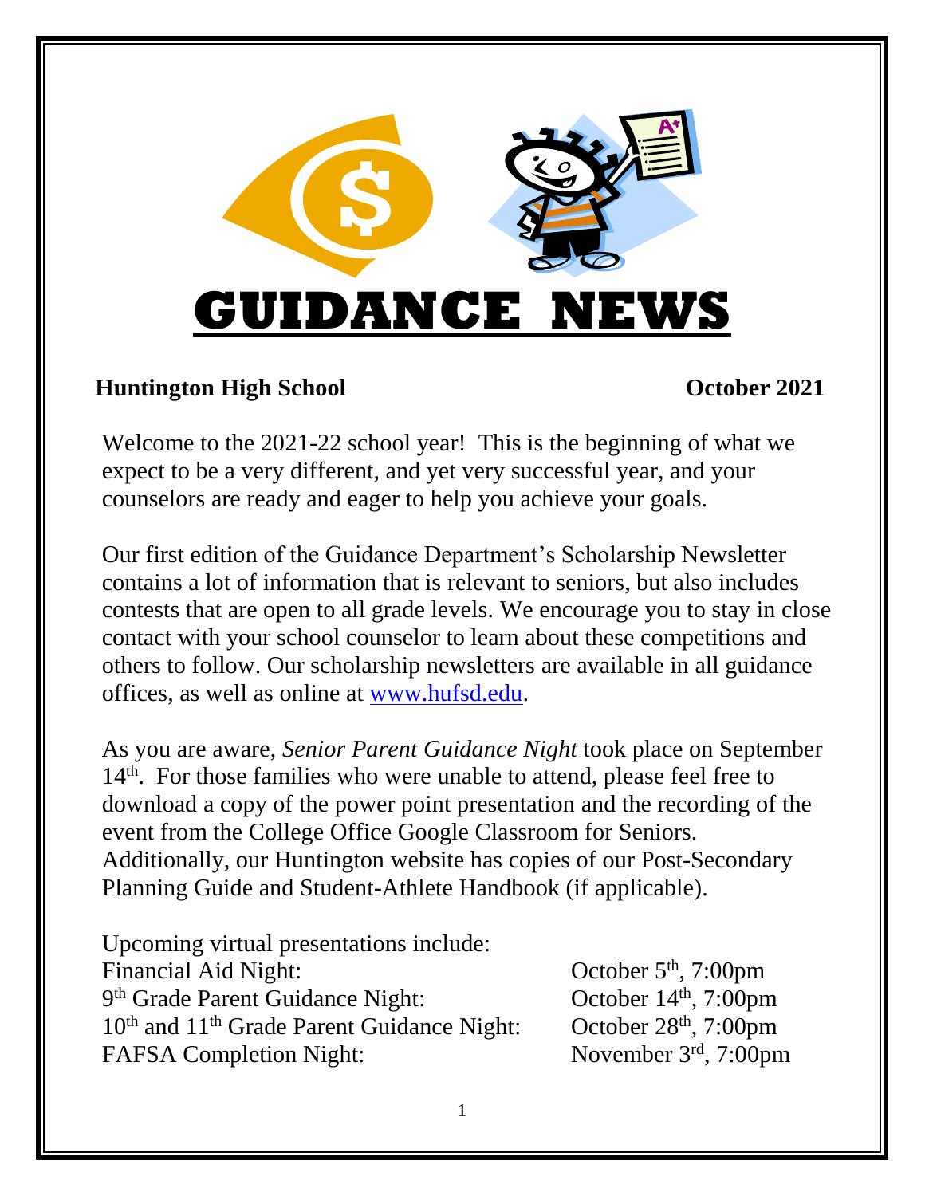# GUIDANCE NEWS

**Huntington High School** **October 2021**

Welcome to the 2021-22 school year! This is the beginning of what we expect to be a very different, and yet very successful year, and your counselors are ready and eager to help you achieve your goals.

Our first edition of the Guidance Department's Scholarship Newsletter contains a lot of information that is relevant to seniors, but also includes contests that are open to all grade levels. We encourage you to stay in close contact with your school counselor to learn about these competitions and others to follow. Our scholarship newsletters are available in all guidance offices, as well as online at [www.hufsd.edu](http://www.hufsd.edu).

As you are aware, *Senior Parent Guidance Night* took place on September 14th. For those families who were unable to attend, please feel free to download a copy of the power point presentation and the recording of the event from the College Office Google Classroom for Seniors. Additionally, our Huntington website has copies of our Post-Secondary Planning Guide and Student-Athlete Handbook (if applicable).

Upcoming virtual presentations include:

| | |
|---|---|
| Financial Aid Night: | October 5th, 7:00pm |
| 9th Grade Parent Guidance Night: | October 14th, 7:00pm |
| 10th and 11th Grade Parent Guidance Night: | October 28th, 7:00pm |
| FAFSA Completion Night: | November 3rd, 7:00pm |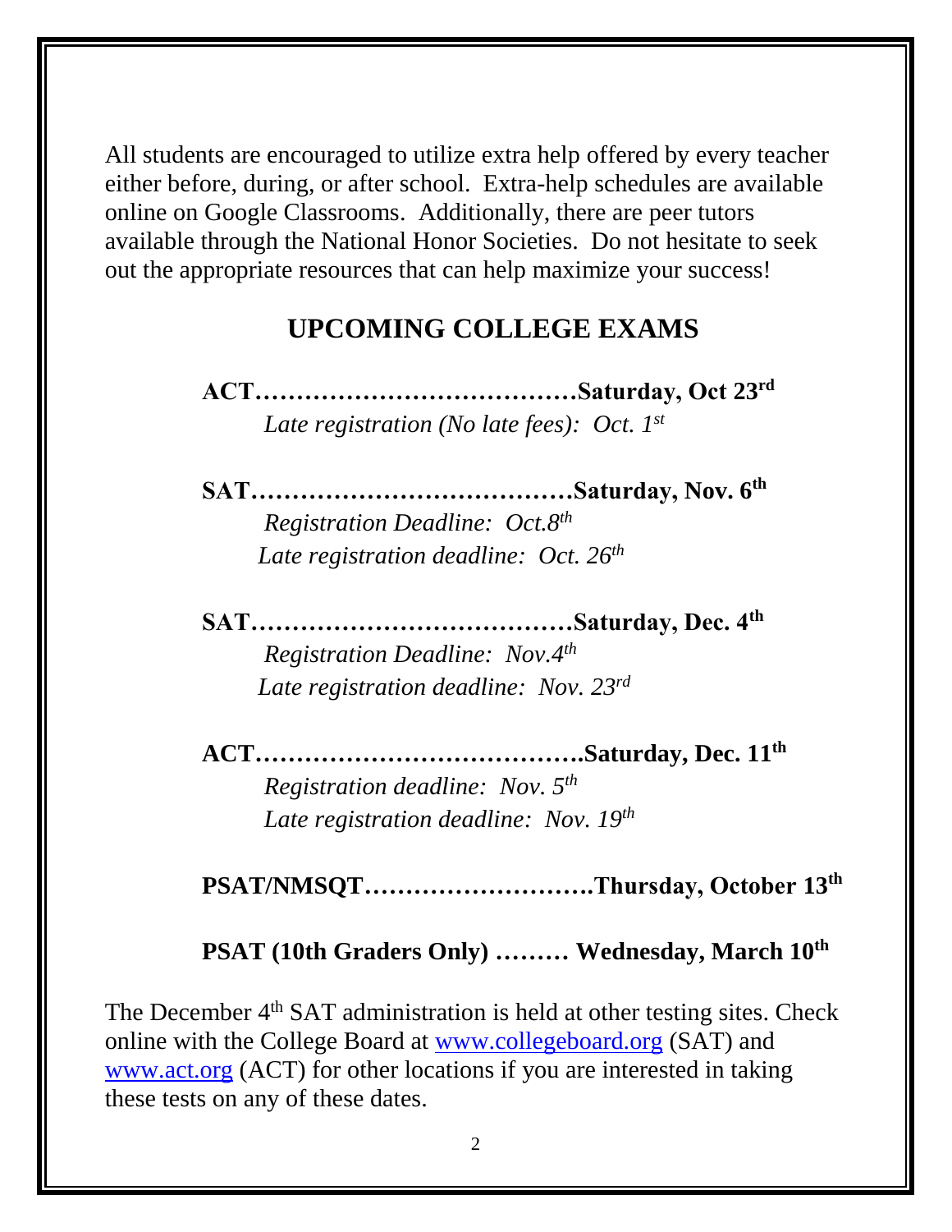All students are encouraged to utilize extra help offered by every teacher either before, during, or after school. Extra-help schedules are available online on Google Classrooms. Additionally, there are peer tutors available through the National Honor Societies. Do not hesitate to seek out the appropriate resources that can help maximize your success!

## UPCOMING COLLEGE EXAMS

**ACT…………………………………Saturday, Oct 23rd**

*Late registration (No late fees): Oct. 1st*

**SAT…………………………………Saturday, Nov. 6th**

*Registration Deadline: Oct.8th*

*Late registration deadline: Oct. 26th*

**SAT…………………………………Saturday, Dec. 4th**

*Registration Deadline: Nov.4th*

*Late registration deadline: Nov. 23rd*

**ACT………………………………….Saturday, Dec. 11th**

*Registration deadline: Nov. 5th*

*Late registration deadline: Nov. 19th*

**PSAT/NMSQT……………………….Thursday, October 13th**

**PSAT (10th Graders Only) ……… Wednesday, March 10th**

The December 4th SAT administration is held at other testing sites. Check online with the College Board at [www.collegeboard.org](http://www.collegeboard.org) (SAT) and [www.act.org](http://www.act.org) (ACT) for other locations if you are interested in taking these tests on any of these dates.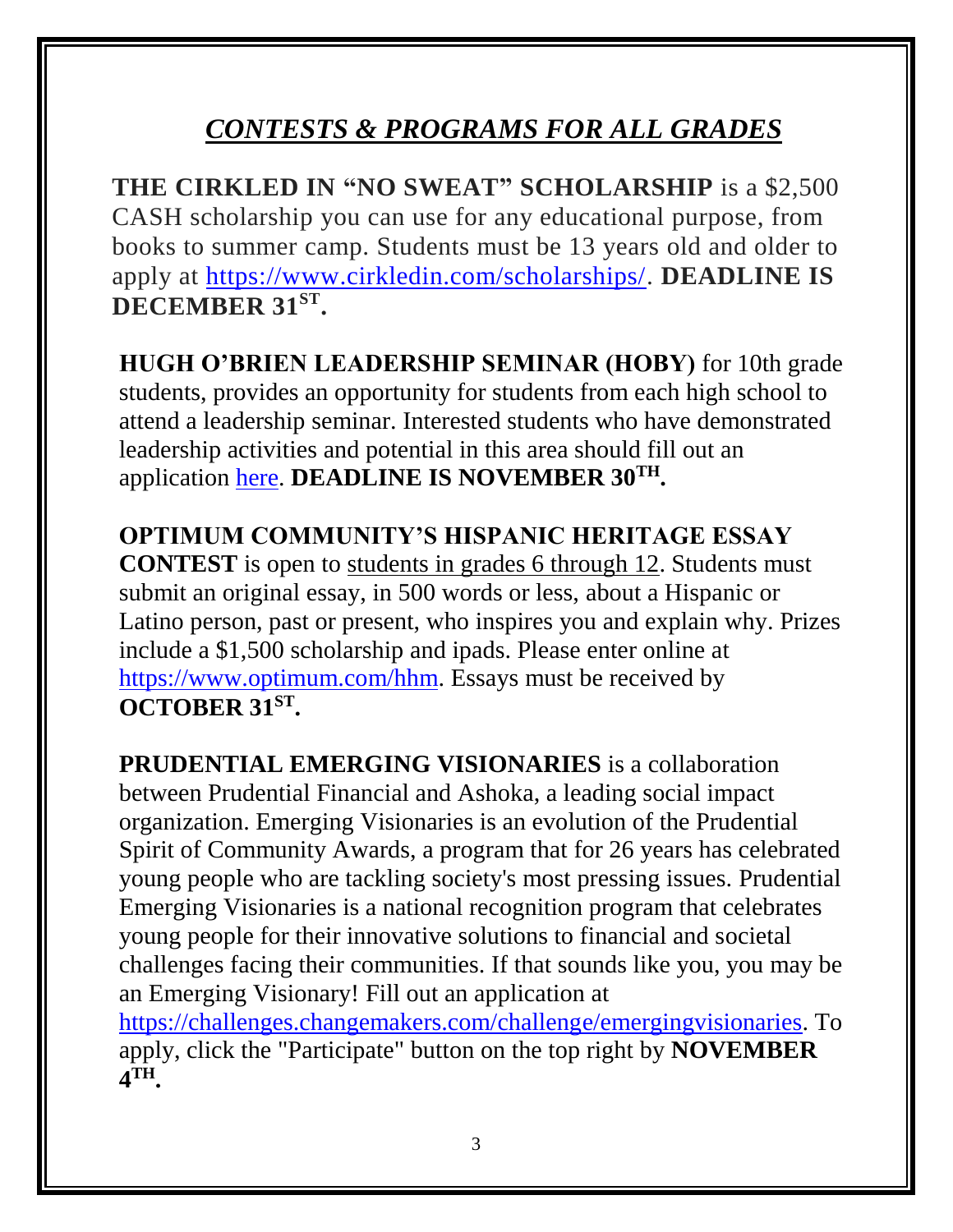# *CONTESTS & PROGRAMS FOR ALL GRADES*

**THE CIRKLED IN "NO SWEAT" SCHOLARSHIP** is a $2,500 CASH scholarship you can use for any educational purpose, from books to summer camp. Students must be 13 years old and older to apply at [https://www.cirkledin.com/scholarships/](https://www.cirkledin.com/scholarships/). **DEADLINE IS DECEMBER 31ST.**

**HUGH O'BRIEN LEADERSHIP SEMINAR (HOBY)** for 10th grade students, provides an opportunity for students from each high school to attend a leadership seminar. Interested students who have demonstrated leadership activities and potential in this area should fill out an application here. **DEADLINE IS NOVEMBER 30TH.**

**OPTIMUM COMMUNITY'S HISPANIC HERITAGE ESSAY CONTEST** is open to students in grades 6 through 12. Students must submit an original essay, in 500 words or less, about a Hispanic or Latino person, past or present, who inspires you and explain why. Prizes include a $1,500 scholarship and ipads. Please enter online at [https://www.optimum.com/hhm](https://www.optimum.com/hhm). Essays must be received by **OCTOBER 31ST.**

**PRUDENTIAL EMERGING VISIONARIES** is a collaboration between Prudential Financial and Ashoka, a leading social impact organization. Emerging Visionaries is an evolution of the Prudential Spirit of Community Awards, a program that for 26 years has celebrated young people who are tackling society's most pressing issues. Prudential Emerging Visionaries is a national recognition program that celebrates young people for their innovative solutions to financial and societal challenges facing their communities. If that sounds like you, you may be an Emerging Visionary! Fill out an application at [https://challenges.changemakers.com/challenge/emergingvisionaries](https://challenges.changemakers.com/challenge/emergingvisionaries). To apply, click the "Participate" button on the top right by **NOVEMBER 4TH.**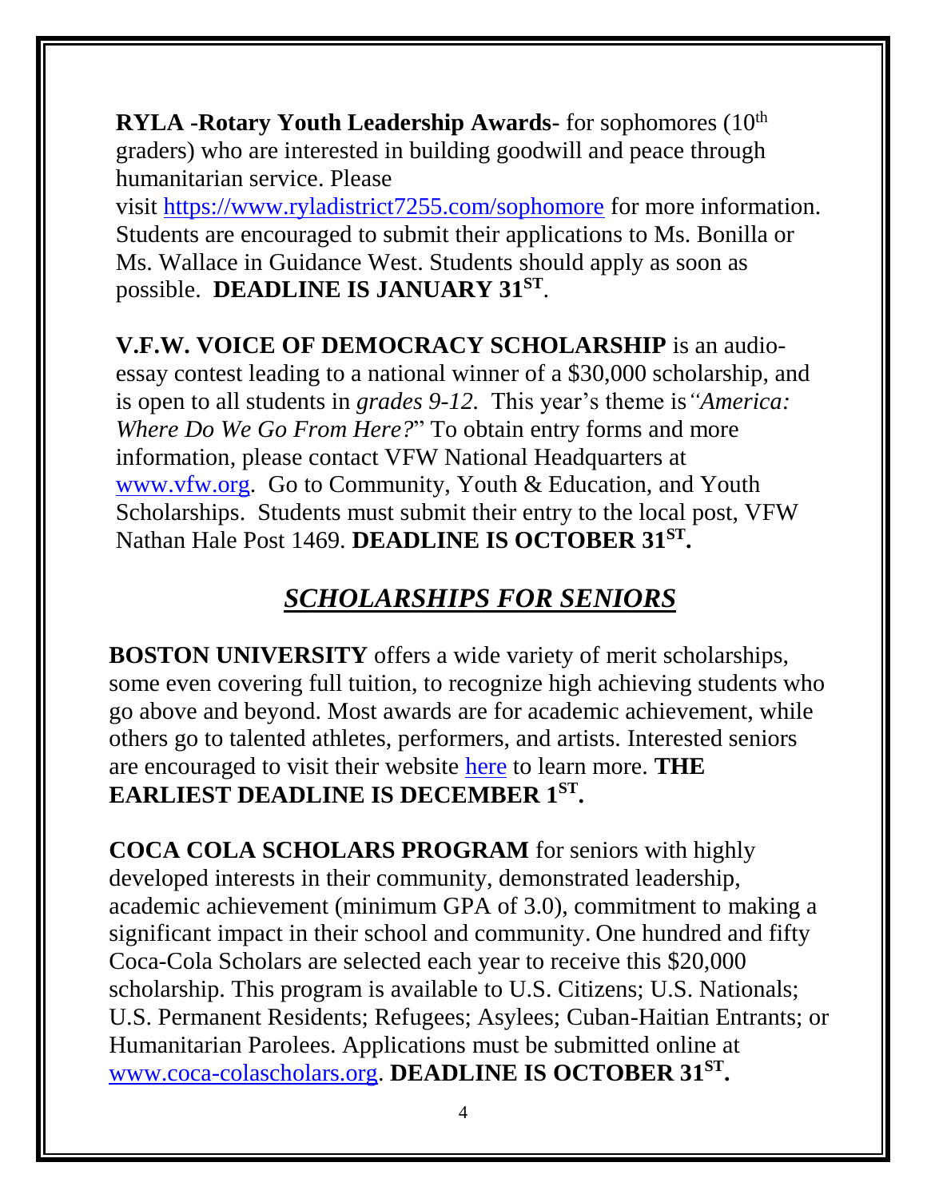**RYLA -Rotary Youth Leadership Awards-** for sophomores (10th graders) who are interested in building goodwill and peace through humanitarian service. Please visit [https://www.ryladistrict7255.com/sophomore](https://www.ryladistrict7255.com/sophomore) for more information. Students are encouraged to submit their applications to Ms. Bonilla or Ms. Wallace in Guidance West. Students should apply as soon as possible. **DEADLINE IS JANUARY 31ST**.

**V.F.W. VOICE OF DEMOCRACY SCHOLARSHIP** is an audio-essay contest leading to a national winner of a $30,000 scholarship, and is open to all students in *grades 9-12.* This year's theme is *"America: Where Do We Go From Here?*" To obtain entry forms and more information, please contact VFW National Headquarters at [www.vfw.org](www.vfw.org). Go to Community, Youth & Education, and Youth Scholarships. Students must submit their entry to the local post, VFW Nathan Hale Post 1469. **DEADLINE IS OCTOBER 31ST.**

## *SCHOLARSHIPS FOR SENIORS*

**BOSTON UNIVERSITY** offers a wide variety of merit scholarships, some even covering full tuition, to recognize high achieving students who go above and beyond. Most awards are for academic achievement, while others go to talented athletes, performers, and artists. Interested seniors are encouraged to visit their website here to learn more. **THE EARLIEST DEADLINE IS DECEMBER 1ST.**

**COCA COLA SCHOLARS PROGRAM** for seniors with highly developed interests in their community, demonstrated leadership, academic achievement (minimum GPA of 3.0), commitment to making a significant impact in their school and community. One hundred and fifty Coca-Cola Scholars are selected each year to receive this $20,000 scholarship. This program is available to U.S. Citizens; U.S. Nationals; U.S. Permanent Residents; Refugees; Asylees; Cuban-Haitian Entrants; or Humanitarian Parolees. Applications must be submitted online at [www.coca-colascholars.org](www.coca-colascholars.org). **DEADLINE IS OCTOBER 31ST.**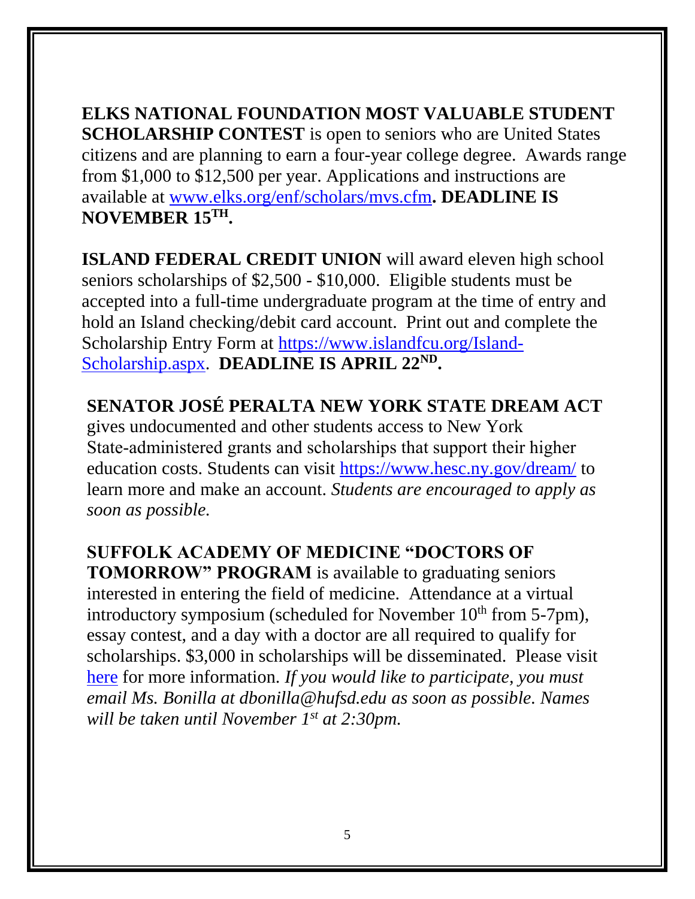**ELKS NATIONAL FOUNDATION MOST VALUABLE STUDENT SCHOLARSHIP CONTEST** is open to seniors who are United States citizens and are planning to earn a four-year college degree. Awards range from $1,000 to $12,500 per year. Applications and instructions are available at [www.elks.org/enf/scholars/mvs.cfm](www.elks.org/enf/scholars/mvs.cfm)**. DEADLINE IS NOVEMBER 15TH.**

**ISLAND FEDERAL CREDIT UNION** will award eleven high school seniors scholarships of $2,500 - $10,000. Eligible students must be accepted into a full-time undergraduate program at the time of entry and hold an Island checking/debit card account. Print out and complete the Scholarship Entry Form at [https://www.islandfcu.org/Island-Scholarship.aspx](https://www.islandfcu.org/Island-Scholarship.aspx). **DEADLINE IS APRIL 22ND.**

**SENATOR JOSÉ PERALTA NEW YORK STATE DREAM ACT** gives undocumented and other students access to New York State-administered grants and scholarships that support their higher education costs. Students can visit [https://www.hesc.ny.gov/dream/](https://www.hesc.ny.gov/dream/) to learn more and make an account. *Students are encouraged to apply as soon as possible.*

**SUFFOLK ACADEMY OF MEDICINE "DOCTORS OF TOMORROW" PROGRAM** is available to graduating seniors interested in entering the field of medicine. Attendance at a virtual introductory symposium (scheduled for November 10th from 5-7pm), essay contest, and a day with a doctor are all required to qualify for scholarships. $3,000 in scholarships will be disseminated. Please visit here for more information. *If you would like to participate, you must email Ms. Bonilla at dbonilla@hufsd.edu as soon as possible. Names will be taken until November 1st at 2:30pm.*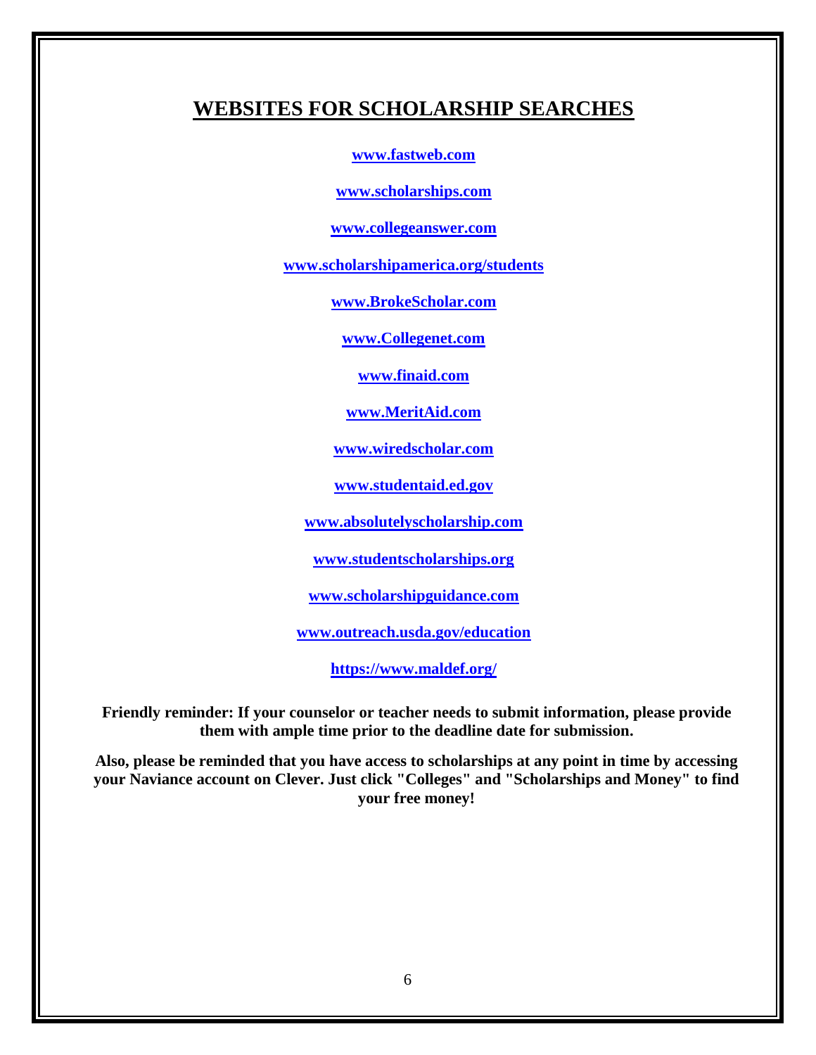# WEBSITES FOR SCHOLARSHIP SEARCHES

**www.fastweb.com**

**www.scholarships.com**

**www.collegeanswer.com**

**www.scholarshipamerica.org/students**

**www.BrokeScholar.com**

**www.Collegenet.com**

**www.finaid.com**

**www.MeritAid.com**

**www.wiredscholar.com**

**www.studentaid.ed.gov**

**www.absolutelyscholarship.com**

**www.studentscholarships.org**

**www.scholarshipguidance.com**

**www.outreach.usda.gov/education**

**https://www.maldef.org/**

**Friendly reminder: If your counselor or teacher needs to submit information, please provide them with ample time prior to the deadline date for submission.**

**Also, please be reminded that you have access to scholarships at any point in time by accessing your Naviance account on Clever. Just click "Colleges" and "Scholarships and Money" to find your free money!**